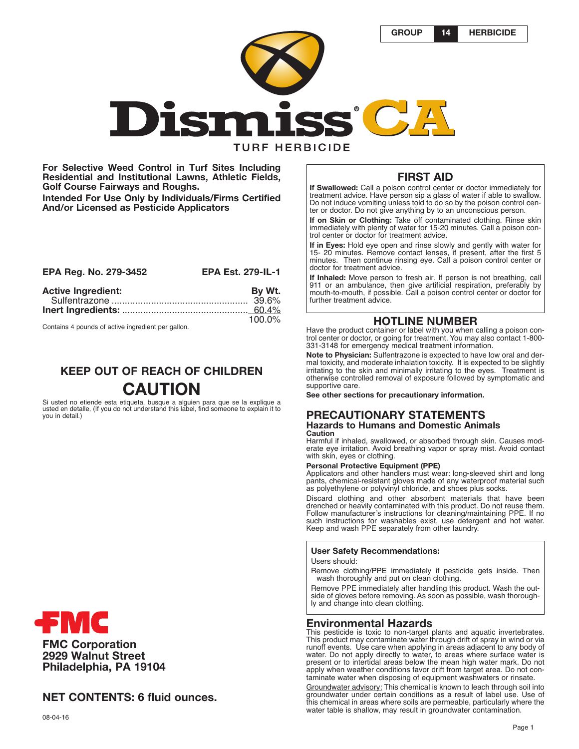| GROUP | 14 | HERBICIDE |
|---|---|---|

# Dismiss® CA

## TURF HERBICIDE

**For Selective Weed Control in Turf Sites Including Residential and Institutional Lawns, Athletic Fields, Golf Course Fairways and Roughs.**

**Intended For Use Only by Individuals/Firms Certified And/or Licensed as Pesticide Applicators**

**EPA Reg. No. 279-3452** **EPA Est. 279-IL-1**

| **Active Ingredient:** | **By Wt.** |
|---|---|
| Sulfentrazone | 39.6% |
| **Inert Ingredients:** | 60.4% |
| | 100.0% |

Contains 4 pounds of active ingredient per gallon.

## KEEP OUT OF REACH OF CHILDREN

# CAUTION

Si usted no etiende esta etiqueta, busque a alguien para que se la explique a usted en detalle, (If you do not understand this label, find someone to explain it to you in detail.)

**FMC Corporation**
**2929 Walnut Street**
**Philadelphia, PA 19104**

**NET CONTENTS: 6 fluid ounces.**

08-04-16

## FIRST AID

**If Swallowed:** Call a poison control center or doctor immediately for treatment advice. Have person sip a glass of water if able to swallow. Do not induce vomiting unless told to do so by the poison control center or doctor. Do not give anything by to an unconscious person.

**If on Skin or Clothing:** Take off contaminated clothing. Rinse skin immediately with plenty of water for 15-20 minutes. Call a poison control center or doctor for treatment advice.

**If in Eyes:** Hold eye open and rinse slowly and gently with water for 15- 20 minutes. Remove contact lenses, if present, after the first 5 minutes. Then continue rinsing eye. Call a poison control center or doctor for treatment advice.

**If Inhaled:** Move person to fresh air. If person is not breathing, call 911 or an ambulance, then give artificial respiration, preferably by mouth-to-mouth, if possible. Call a poison control center or doctor for further treatment advice.

## HOTLINE NUMBER

Have the product container or label with you when calling a poison control center or doctor, or going for treatment. You may also contact 1-800-331-3148 for emergency medical treatment information.

**Note to Physician:** Sulfentrazone is expected to have low oral and dermal toxicity, and moderate inhalation toxicity. It is expected to be slightly irritating to the skin and minimally irritating to the eyes. Treatment is otherwise controlled removal of exposure followed by symptomatic and supportive care.

**See other sections for precautionary information.**

## PRECAUTIONARY STATEMENTS

### Hazards to Humans and Domestic Animals

**Caution**

Harmful if inhaled, swallowed, or absorbed through skin. Causes moderate eye irritation. Avoid breathing vapor or spray mist. Avoid contact with skin, eyes or clothing.

**Personal Protective Equipment (PPE)**

Applicators and other handlers must wear: long-sleeved shirt and long pants, chemical-resistant gloves made of any waterproof material such as polyethylene or polyvinyl chloride, and shoes plus socks.

Discard clothing and other absorbent materials that have been drenched or heavily contaminated with this product. Do not reuse them. Follow manufacturer's instructions for cleaning/maintaining PPE. If no such instructions for washables exist, use detergent and hot water. Keep and wash PPE separately from other laundry.

**User Safety Recommendations:**

Users should:

Remove clothing/PPE immediately if pesticide gets inside. Then wash thoroughly and put on clean clothing.

Remove PPE immediately after handling this product. Wash the outside of gloves before removing. As soon as possible, wash thoroughly and change into clean clothing.

### Environmental Hazards

This pesticide is toxic to non-target plants and aquatic invertebrates. This product may contaminate water through drift of spray in wind or via runoff events. Use care when applying in areas adjacent to any body of water. Do not apply directly to water, to areas where surface water is present or to intertidal areas below the mean high water mark. Do not apply when weather conditions favor drift from target area. Do not contaminate water when disposing of equipment washwaters or rinsate.

Groundwater advisory: This chemical is known to leach through soil into groundwater under certain conditions as a result of label use. Use of this chemical in areas where soils are permeable, particularly where the water table is shallow, may result in groundwater contamination.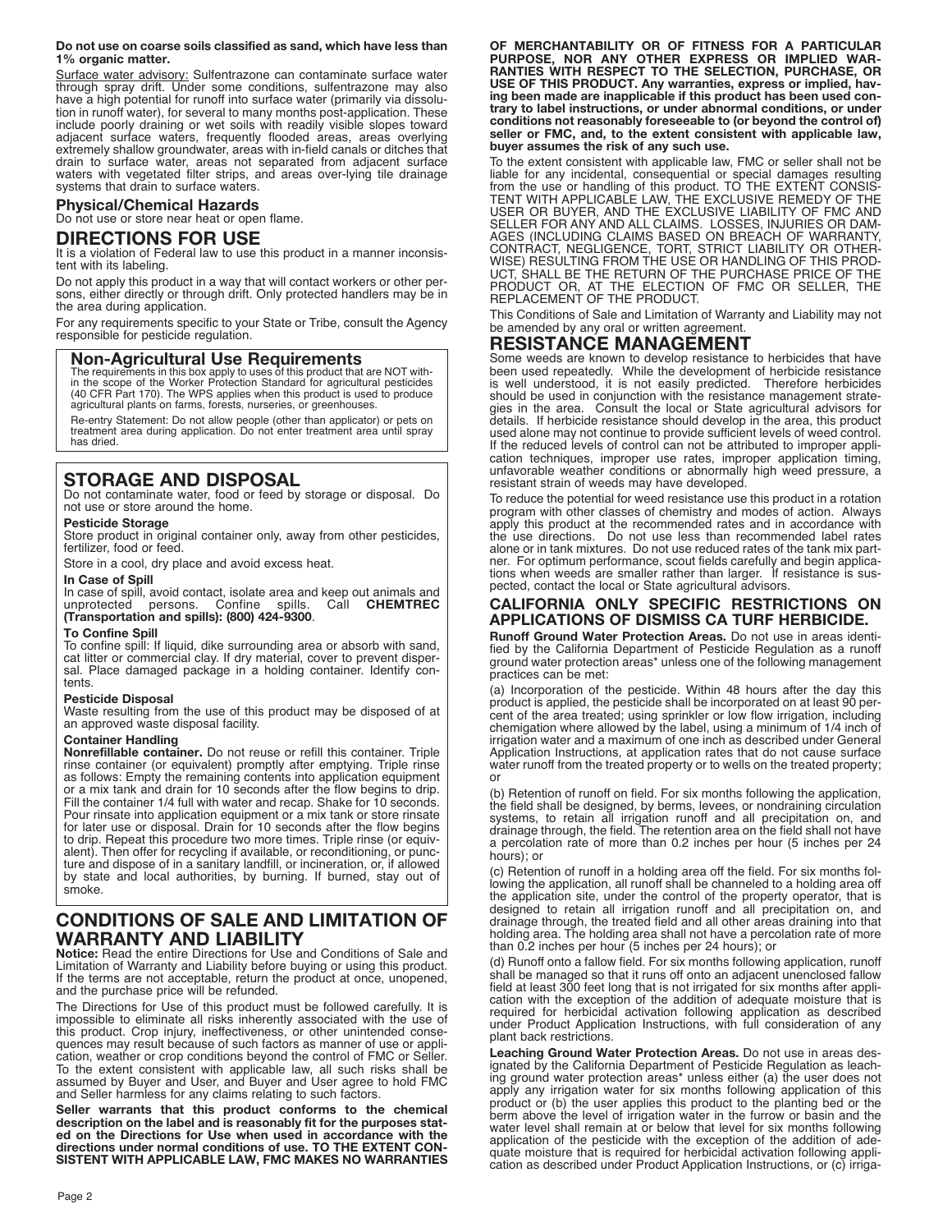**Do not use on coarse soils classified as sand, which have less than 1% organic matter.**

Surface water advisory: Sulfentrazone can contaminate surface water through spray drift. Under some conditions, sulfentrazone may also have a high potential for runoff into surface water (primarily via dissolution in runoff water), for several to many months post-application. These include poorly draining or wet soils with readily visible slopes toward adjacent surface waters, frequently flooded areas, areas overlying extremely shallow groundwater, areas with in-field canals or ditches that drain to surface water, areas not separated from adjacent surface waters with vegetated filter strips, and areas over-lying tile drainage systems that drain to surface waters.

### Physical/Chemical Hazards

Do not use or store near heat or open flame.

## DIRECTIONS FOR USE

It is a violation of Federal law to use this product in a manner inconsistent with its labeling.

Do not apply this product in a way that will contact workers or other persons, either directly or through drift. Only protected handlers may be in the area during application.

For any requirements specific to your State or Tribe, consult the Agency responsible for pesticide regulation.

### Non-Agricultural Use Requirements

The requirements in this box apply to uses of this product that are NOT within the scope of the Worker Protection Standard for agricultural pesticides (40 CFR Part 170). The WPS applies when this product is used to produce agricultural plants on farms, forests, nurseries, or greenhouses.

Re-entry Statement: Do not allow people (other than applicator) or pets on treatment area during application. Do not enter treatment area until spray has dried.

## STORAGE AND DISPOSAL

Do not contaminate water, food or feed by storage or disposal. Do not use or store around the home.

**Pesticide Storage**

Store product in original container only, away from other pesticides, fertilizer, food or feed.

Store in a cool, dry place and avoid excess heat.

**In Case of Spill**

In case of spill, avoid contact, isolate area and keep out animals and unprotected persons. Confine spills. Call **CHEMTREC (Transportation and spills): (800) 424-9300**.

**To Confine Spill**

To confine spill: If liquid, dike surrounding area or absorb with sand, cat litter or commercial clay. If dry material, cover to prevent dispersal. Place damaged package in a holding container. Identify contents.

**Pesticide Disposal**

Waste resulting from the use of this product may be disposed of at an approved waste disposal facility.

**Container Handling**

**Nonrefillable container.** Do not reuse or refill this container. Triple rinse container (or equivalent) promptly after emptying. Triple rinse as follows: Empty the remaining contents into application equipment or a mix tank and drain for 10 seconds after the flow begins to drip. Fill the container 1/4 full with water and recap. Shake for 10 seconds. Pour rinsate into application equipment or a mix tank or store rinsate for later use or disposal. Drain for 10 seconds after the flow begins to drip. Repeat this procedure two more times. Triple rinse (or equivalent). Then offer for recycling if available, or reconditioning, or puncture and dispose of in a sanitary landfill, or incineration, or, if allowed by state and local authorities, by burning. If burned, stay out of smoke.

## CONDITIONS OF SALE AND LIMITATION OF WARRANTY AND LIABILITY

**Notice:** Read the entire Directions for Use and Conditions of Sale and Limitation of Warranty and Liability before buying or using this product. If the terms are not acceptable, return the product at once, unopened, and the purchase price will be refunded.

The Directions for Use of this product must be followed carefully. It is impossible to eliminate all risks inherently associated with the use of this product. Crop injury, ineffectiveness, or other unintended consequences may result because of such factors as manner of use or application, weather or crop conditions beyond the control of FMC or Seller. To the extent consistent with applicable law, all such risks shall be assumed by Buyer and User, and Buyer and User agree to hold FMC and Seller harmless for any claims relating to such factors.

**Seller warrants that this product conforms to the chemical description on the label and is reasonably fit for the purposes stated on the Directions for Use when used in accordance with the directions under normal conditions of use. TO THE EXTENT CONSISTENT WITH APPLICABLE LAW, FMC MAKES NO WARRANTIES OF MERCHANTABILITY OR OF FITNESS FOR A PARTICULAR PURPOSE, NOR ANY OTHER EXPRESS OR IMPLIED WARRANTIES WITH RESPECT TO THE SELECTION, PURCHASE, OR USE OF THIS PRODUCT. Any warranties, express or implied, having been made are inapplicable if this product has been used contrary to label instructions, or under abnormal conditions, or under conditions not reasonably foreseeable to (or beyond the control of) seller or FMC, and, to the extent consistent with applicable law, buyer assumes the risk of any such use.**

To the extent consistent with applicable law, FMC or seller shall not be liable for any incidental, consequential or special damages resulting from the use or handling of this product. TO THE EXTENT CONSISTENT WITH APPLICABLE LAW, THE EXCLUSIVE REMEDY OF THE USER OR BUYER, AND THE EXCLUSIVE LIABILITY OF FMC AND SELLER FOR ANY AND ALL CLAIMS. LOSSES, INJURIES OR DAMAGES (INCLUDING CLAIMS BASED ON BREACH OF WARRANTY, CONTRACT, NEGLIGENCE, TORT, STRICT LIABILITY OR OTHERWISE) RESULTING FROM THE USE OR HANDLING OF THIS PRODUCT, SHALL BE THE RETURN OF THE PURCHASE PRICE OF THE PRODUCT OR, AT THE ELECTION OF FMC OR SELLER, THE REPLACEMENT OF THE PRODUCT.

This Conditions of Sale and Limitation of Warranty and Liability may not be amended by any oral or written agreement.

## RESISTANCE MANAGEMENT

Some weeds are known to develop resistance to herbicides that have been used repeatedly. While the development of herbicide resistance is well understood, it is not easily predicted. Therefore herbicides should be used in conjunction with the resistance management strategies in the area. Consult the local or State agricultural advisors for details. If herbicide resistance should develop in the area, this product used alone may not continue to provide sufficient levels of weed control. If the reduced levels of control can not be attributed to improper application techniques, improper use rates, improper application timing, unfavorable weather conditions or abnormally high weed pressure, a resistant strain of weeds may have developed.

To reduce the potential for weed resistance use this product in a rotation program with other classes of chemistry and modes of action. Always apply this product at the recommended rates and in accordance with the use directions. Do not use less than recommended label rates alone or in tank mixtures. Do not use reduced rates of the tank mix partner. For optimum performance, scout fields carefully and begin applications when weeds are smaller rather than larger. If resistance is suspected, contact the local or State agricultural advisors.

### CALIFORNIA ONLY SPECIFIC RESTRICTIONS ON APPLICATIONS OF DISMISS CA TURF HERBICIDE.

**Runoff Ground Water Protection Areas.** Do not use in areas identified by the California Department of Pesticide Regulation as a runoff ground water protection areas* unless one of the following management practices can be met:

(a) Incorporation of the pesticide. Within 48 hours after the day this product is applied, the pesticide shall be incorporated on at least 90 percent of the area treated; using sprinkler or low flow irrigation, including chemigation where allowed by the label, using a minimum of 1/4 inch of irrigation water and a maximum of one inch as described under General Application Instructions, at application rates that do not cause surface water runoff from the treated property or to wells on the treated property; or

(b) Retention of runoff on field. For six months following the application, the field shall be designed, by berms, levees, or nondraining circulation systems, to retain all irrigation runoff and all precipitation on, and drainage through, the field. The retention area on the field shall not have a percolation rate of more than 0.2 inches per hour (5 inches per 24 hours); or

(c) Retention of runoff in a holding area off the field. For six months following the application, all runoff shall be channeled to a holding area off the application site, under the control of the property operator, that is designed to retain all irrigation runoff and all precipitation on, and drainage through, the treated field and all other areas draining into that holding area. The holding area shall not have a percolation rate of more than 0.2 inches per hour (5 inches per 24 hours); or

(d) Runoff onto a fallow field. For six months following application, runoff shall be managed so that it runs off onto an adjacent unenclosed fallow field at least 300 feet long that is not irrigated for six months after application with the exception of the addition of adequate moisture that is required for herbicidal activation following application as described under Product Application Instructions, with full consideration of any plant back restrictions.

**Leaching Ground Water Protection Areas.** Do not use in areas designated by the California Department of Pesticide Regulation as leaching ground water protection areas* unless either (a) the user does not apply any irrigation water for six months following application of this product or (b) the user applies this product to the planting bed or the berm above the level of irrigation water in the furrow or basin and the water level shall remain at or below that level for six months following application of the pesticide with the exception of the addition of adequate moisture that is required for herbicidal activation following application as described under Product Application Instructions, or (c) irriga-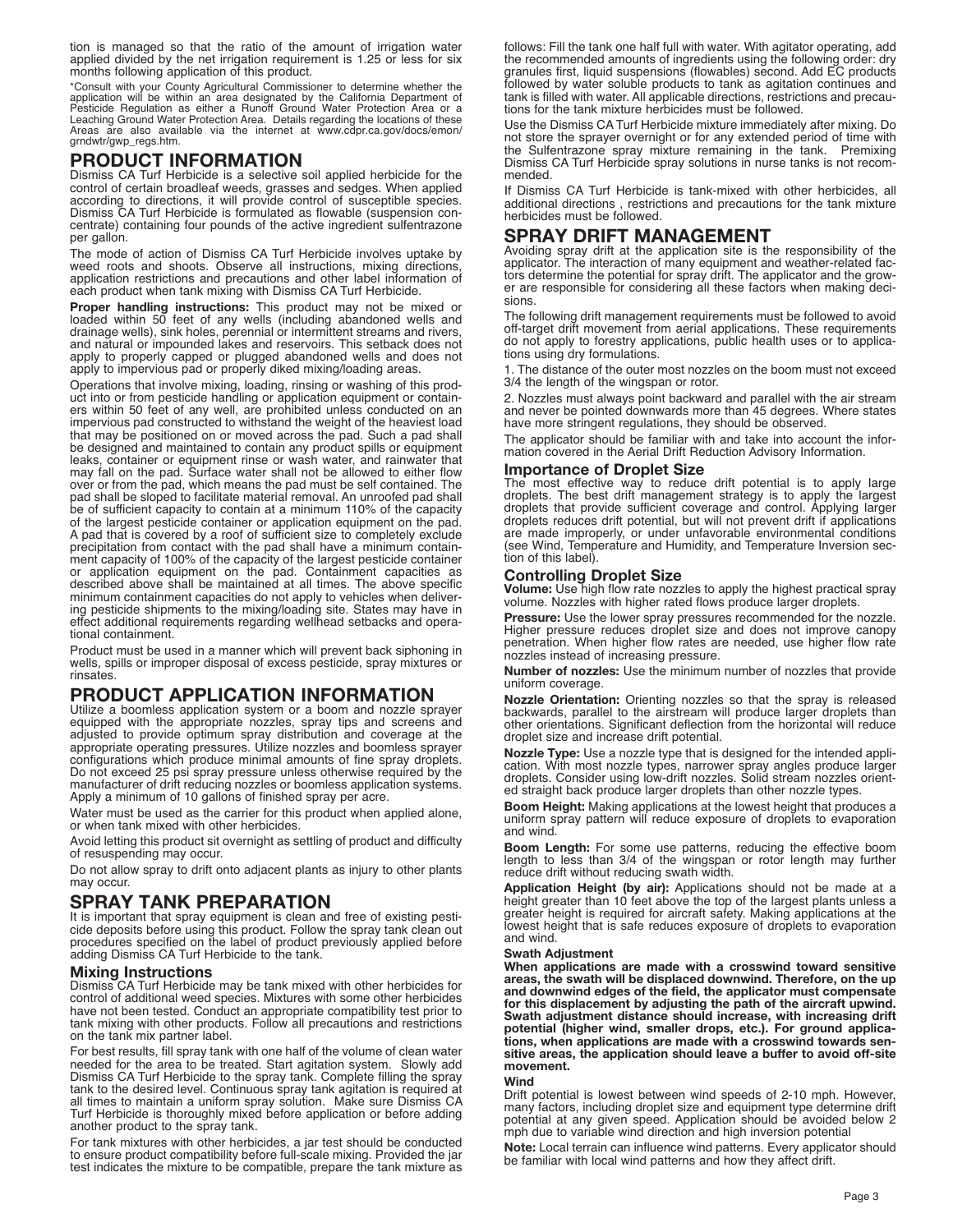tion is managed so that the ratio of the amount of irrigation water applied divided by the net irrigation requirement is 1.25 or less for six months following application of this product.

*Consult with your County Agricultural Commissioner to determine whether the application will be within an area designated by the California Department of Pesticide Regulation as either a Runoff Ground Water Protection Area or a Leaching Ground Water Protection Area. Details regarding the locations of these Areas are also available via the internet at www.cdpr.ca.gov/docs/emon/grndwtr/gwp_regs.htm.

## PRODUCT INFORMATION

Dismiss CA Turf Herbicide is a selective soil applied herbicide for the control of certain broadleaf weeds, grasses and sedges. When applied according to directions, it will provide control of susceptible species. Dismiss CA Turf Herbicide is formulated as flowable (suspension concentrate) containing four pounds of the active ingredient sulfentrazone per gallon.

The mode of action of Dismiss CA Turf Herbicide involves uptake by weed roots and shoots. Observe all instructions, mixing directions, application restrictions and precautions and other label information of each product when tank mixing with Dismiss CA Turf Herbicide.

**Proper handling instructions:** This product may not be mixed or loaded within 50 feet of any wells (including abandoned wells and drainage wells), sink holes, perennial or intermittent streams and rivers, and natural or impounded lakes and reservoirs. This setback does not apply to properly capped or plugged abandoned wells and does not apply to impervious pad or properly diked mixing/loading areas.

Operations that involve mixing, loading, rinsing or washing of this product into or from pesticide handling or application equipment or containers within 50 feet of any well, are prohibited unless conducted on an impervious pad constructed to withstand the weight of the heaviest load that may be positioned on or moved across the pad. Such a pad shall be designed and maintained to contain any product spills or equipment leaks, container or equipment rinse or wash water, and rainwater that may fall on the pad. Surface water shall not be allowed to either flow over or from the pad, which means the pad must be self contained. The pad shall be sloped to facilitate material removal. An unroofed pad shall be of sufficient capacity to contain at a minimum 110% of the capacity of the largest pesticide container or application equipment on the pad. A pad that is covered by a roof of sufficient size to completely exclude precipitation from contact with the pad shall have a minimum containment capacity of 100% of the capacity of the largest pesticide container or application equipment on the pad. Containment capacities as described above shall be maintained at all times. The above specific minimum containment capacities do not apply to vehicles when delivering pesticide shipments to the mixing/loading site. States may have in effect additional requirements regarding wellhead setbacks and operational containment.

Product must be used in a manner which will prevent back siphoning in wells, spills or improper disposal of excess pesticide, spray mixtures or rinsates.

## PRODUCT APPLICATION INFORMATION

Utilize a boomless application system or a boom and nozzle sprayer equipped with the appropriate nozzles, spray tips and screens and adjusted to provide optimum spray distribution and coverage at the appropriate operating pressures. Utilize nozzles and boomless sprayer configurations which produce minimal amounts of fine spray droplets. Do not exceed 25 psi spray pressure unless otherwise required by the manufacturer of drift reducing nozzles or boomless application systems. Apply a minimum of 10 gallons of finished spray per acre.

Water must be used as the carrier for this product when applied alone, or when tank mixed with other herbicides.

Avoid letting this product sit overnight as settling of product and difficulty of resuspending may occur.

Do not allow spray to drift onto adjacent plants as injury to other plants may occur.

## SPRAY TANK PREPARATION

It is important that spray equipment is clean and free of existing pesticide deposits before using this product. Follow the spray tank clean out procedures specified on the label of product previously applied before adding Dismiss CA Turf Herbicide to the tank.

### Mixing Instructions

Dismiss CA Turf Herbicide may be tank mixed with other herbicides for control of additional weed species. Mixtures with some other herbicides have not been tested. Conduct an appropriate compatibility test prior to tank mixing with other products. Follow all precautions and restrictions on the tank mix partner label.

For best results, fill spray tank with one half of the volume of clean water needed for the area to be treated. Start agitation system. Slowly add Dismiss CA Turf Herbicide to the spray tank. Complete filling the spray tank to the desired level. Continuous spray tank agitation is required at all times to maintain a uniform spray solution. Make sure Dismiss CA Turf Herbicide is thoroughly mixed before application or before adding another product to the spray tank.

For tank mixtures with other herbicides, a jar test should be conducted to ensure product compatibility before full-scale mixing. Provided the jar test indicates the mixture to be compatible, prepare the tank mixture as follows: Fill the tank one half full with water. With agitator operating, add the recommended amounts of ingredients using the following order: dry granules first, liquid suspensions (flowables) second. Add EC products followed by water soluble products to tank as agitation continues and tank is filled with water. All applicable directions, restrictions and precautions for the tank mixture herbicides must be followed.

Use the Dismiss CA Turf Herbicide mixture immediately after mixing. Do not store the sprayer overnight or for any extended period of time with the Sulfentrazone spray mixture remaining in the tank. Premixing Dismiss CA Turf Herbicide spray solutions in nurse tanks is not recommended.

If Dismiss CA Turf Herbicide is tank-mixed with other herbicides, all additional directions , restrictions and precautions for the tank mixture herbicides must be followed.

## SPRAY DRIFT MANAGEMENT

Avoiding spray drift at the application site is the responsibility of the applicator. The interaction of many equipment and weather-related factors determine the potential for spray drift. The applicator and the grower are responsible for considering all these factors when making decisions.

The following drift management requirements must be followed to avoid off-target drift movement from aerial applications. These requirements do not apply to forestry applications, public health uses or to applications using dry formulations.

1. The distance of the outer most nozzles on the boom must not exceed 3/4 the length of the wingspan or rotor.

2. Nozzles must always point backward and parallel with the air stream and never be pointed downwards more than 45 degrees. Where states have more stringent regulations, they should be observed.

The applicator should be familiar with and take into account the information covered in the Aerial Drift Reduction Advisory Information.

### Importance of Droplet Size

The most effective way to reduce drift potential is to apply large droplets. The best drift management strategy is to apply the largest droplets that provide sufficient coverage and control. Applying larger droplets reduces drift potential, but will not prevent drift if applications are made improperly, or under unfavorable environmental conditions (see Wind, Temperature and Humidity, and Temperature Inversion section of this label).

### Controlling Droplet Size

**Volume:** Use high flow rate nozzles to apply the highest practical spray volume. Nozzles with higher rated flows produce larger droplets.

**Pressure:** Use the lower spray pressures recommended for the nozzle. Higher pressure reduces droplet size and does not improve canopy penetration. When higher flow rates are needed, use higher flow rate nozzles instead of increasing pressure.

**Number of nozzles:** Use the minimum number of nozzles that provide uniform coverage.

**Nozzle Orientation:** Orienting nozzles so that the spray is released backwards, parallel to the airstream will produce larger droplets than other orientations. Significant deflection from the horizontal will reduce droplet size and increase drift potential.

**Nozzle Type:** Use a nozzle type that is designed for the intended application. With most nozzle types, narrower spray angles produce larger droplets. Consider using low-drift nozzles. Solid stream nozzles oriented straight back produce larger droplets than other nozzle types.

**Boom Height:** Making applications at the lowest height that produces a uniform spray pattern will reduce exposure of droplets to evaporation and wind.

**Boom Length:** For some use patterns, reducing the effective boom length to less than 3/4 of the wingspan or rotor length may further reduce drift without reducing swath width.

**Application Height (by air):** Applications should not be made at a height greater than 10 feet above the top of the largest plants unless a greater height is required for aircraft safety. Making applications at the lowest height that is safe reduces exposure of droplets to evaporation and wind.

#### Swath Adjustment

**When applications are made with a crosswind toward sensitive areas, the swath will be displaced downwind. Therefore, on the up and downwind edges of the field, the applicator must compensate for this displacement by adjusting the path of the aircraft upwind. Swath adjustment distance should increase, with increasing drift potential (higher wind, smaller drops, etc.). For ground applications, when applications are made with a crosswind towards sensitive areas, the application should leave a buffer to avoid off-site movement.**

#### Wind

Drift potential is lowest between wind speeds of 2-10 mph. However, many factors, including droplet size and equipment type determine drift potential at any given speed. Application should be avoided below 2 mph due to variable wind direction and high inversion potential

**Note:** Local terrain can influence wind patterns. Every applicator should be familiar with local wind patterns and how they affect drift.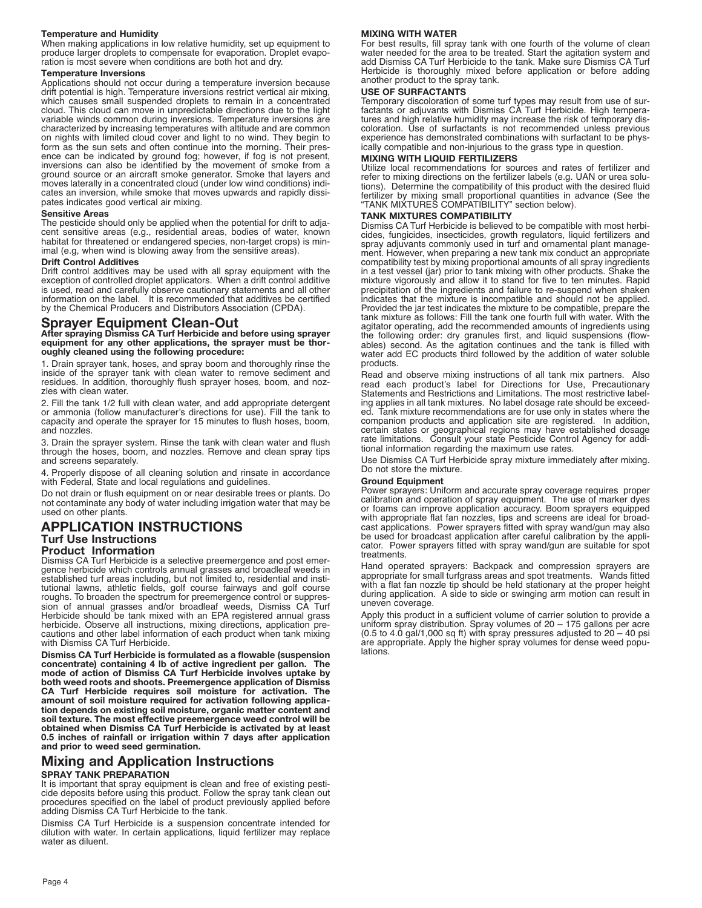#### Temperature and Humidity

When making applications in low relative humidity, set up equipment to produce larger droplets to compensate for evaporation. Droplet evaporation is most severe when conditions are both hot and dry.

#### Temperature Inversions

Applications should not occur during a temperature inversion because drift potential is high. Temperature inversions restrict vertical air mixing, which causes small suspended droplets to remain in a concentrated cloud. This cloud can move in unpredictable directions due to the light variable winds common during inversions. Temperature inversions are characterized by increasing temperatures with altitude and are common on nights with limited cloud cover and light to no wind. They begin to form as the sun sets and often continue into the morning. Their presence can be indicated by ground fog; however, if fog is not present, inversions can also be identified by the movement of smoke from a ground source or an aircraft smoke generator. Smoke that layers and moves laterally in a concentrated cloud (under low wind conditions) indicates an inversion, while smoke that moves upwards and rapidly dissipates indicates good vertical air mixing.

#### Sensitive Areas

The pesticide should only be applied when the potential for drift to adjacent sensitive areas (e.g., residential areas, bodies of water, known habitat for threatened or endangered species, non-target crops) is minimal (e.g, when wind is blowing away from the sensitive areas).

#### Drift Control Additives

Drift control additives may be used with all spray equipment with the exception of controlled droplet applicators. When a drift control additive is used, read and carefully observe cautionary statements and all other information on the label. It is recommended that additives be certified by the Chemical Producers and Distributors Association (CPDA).

## Sprayer Equipment Clean-Out

**After spraying Dismiss CA Turf Herbicide and before using sprayer equipment for any other applications, the sprayer must be thoroughly cleaned using the following procedure:**

1. Drain sprayer tank, hoses, and spray boom and thoroughly rinse the inside of the sprayer tank with clean water to remove sediment and residues. In addition, thoroughly flush sprayer hoses, boom, and nozzles with clean water.

2. Fill the tank 1/2 full with clean water, and add appropriate detergent or ammonia (follow manufacturer's directions for use). Fill the tank to capacity and operate the sprayer for 15 minutes to flush hoses, boom, and nozzles.

3. Drain the sprayer system. Rinse the tank with clean water and flush through the hoses, boom, and nozzles. Remove and clean spray tips and screens separately.

4. Properly dispose of all cleaning solution and rinsate in accordance with Federal, State and local regulations and guidelines.

Do not drain or flush equipment on or near desirable trees or plants. Do not contaminate any body of water including irrigation water that may be used on other plants.

# APPLICATION INSTRUCTIONS

### Turf Use Instructions

## Product Information

Dismiss CA Turf Herbicide is a selective preemergence and post emergence herbicide which controls annual grasses and broadleaf weeds in established turf areas including, but not limited to, residential and institutional lawns, athletic fields, golf course fairways and golf course roughs. To broaden the spectrum for preemergence control or suppression of annual grasses and/or broadleaf weeds, Dismiss CA Turf Herbicide should be tank mixed with an EPA registered annual grass herbicide. Observe all instructions, mixing directions, application precautions and other label information of each product when tank mixing with Dismiss CA Turf Herbicide.

**Dismiss CA Turf Herbicide is formulated as a flowable (suspension concentrate) containing 4 lb of active ingredient per gallon. The mode of action of Dismiss CA Turf Herbicide involves uptake by both weed roots and shoots. Preemergence application of Dismiss CA Turf Herbicide requires soil moisture for activation. The amount of soil moisture required for activation following application depends on existing soil moisture, organic matter content and soil texture. The most effective preemergence weed control will be obtained when Dismiss CA Turf Herbicide is activated by at least 0.5 inches of rainfall or irrigation within 7 days after application and prior to weed seed germination.**

## Mixing and Application Instructions

#### SPRAY TANK PREPARATION

It is important that spray equipment is clean and free of existing pesticide deposits before using this product. Follow the spray tank clean out procedures specified on the label of product previously applied before adding Dismiss CA Turf Herbicide to the tank.

Dismiss CA Turf Herbicide is a suspension concentrate intended for dilution with water. In certain applications, liquid fertilizer may replace water as diluent.

#### MIXING WITH WATER

For best results, fill spray tank with one fourth of the volume of clean water needed for the area to be treated. Start the agitation system and add Dismiss CA Turf Herbicide to the tank. Make sure Dismiss CA Turf Herbicide is thoroughly mixed before application or before adding another product to the spray tank.

#### USE OF SURFACTANTS

Temporary discoloration of some turf types may result from use of surfactants or adjuvants with Dismiss CA Turf Herbicide. High temperatures and high relative humidity may increase the risk of temporary discoloration. Use of surfactants is not recommended unless previous experience has demonstrated combinations with surfactant to be physically compatible and non-injurious to the grass type in question.

#### MIXING WITH LIQUID FERTILIZERS

Utilize local recommendations for sources and rates of fertilizer and refer to mixing directions on the fertilizer labels (e.g. UAN or urea solutions). Determine the compatibility of this product with the desired fluid fertilizer by mixing small proportional quantities in advance (See the "TANK MIXTURES COMPATIBILITY" section below).

#### TANK MIXTURES COMPATIBILITY

Dismiss CA Turf Herbicide is believed to be compatible with most herbicides, fungicides, insecticides, growth regulators, liquid fertilizers and spray adjuvants commonly used in turf and ornamental plant management. However, when preparing a new tank mix conduct an appropriate compatibility test by mixing proportional amounts of all spray ingredients in a test vessel (jar) prior to tank mixing with other products. Shake the mixture vigorously and allow it to stand for five to ten minutes. Rapid precipitation of the ingredients and failure to re-suspend when shaken indicates that the mixture is incompatible and should not be applied. Provided the jar test indicates the mixture to be compatible, prepare the tank mixture as follows: Fill the tank one fourth full with water. With the agitator operating, add the recommended amounts of ingredients using the following order: dry granules first, and liquid suspensions (flowables) second. As the agitation continues and the tank is filled with water add EC products third followed by the addition of water soluble products.

Read and observe mixing instructions of all tank mix partners. Also read each product's label for Directions for Use, Precautionary Statements and Restrictions and Limitations. The most restrictive labeling applies in all tank mixtures. No label dosage rate should be exceeded. Tank mixture recommendations are for use only in states where the companion products and application site are registered. In addition, certain states or geographical regions may have established dosage rate limitations. Consult your state Pesticide Control Agency for additional information regarding the maximum use rates.

Use Dismiss CA Turf Herbicide spray mixture immediately after mixing. Do not store the mixture.

#### Ground Equipment

Power sprayers: Uniform and accurate spray coverage requires proper calibration and operation of spray equipment. The use of marker dyes or foams can improve application accuracy. Boom sprayers equipped with appropriate flat fan nozzles, tips and screens are ideal for broadcast applications. Power sprayers fitted with spray wand/gun may also be used for broadcast application after careful calibration by the applicator. Power sprayers fitted with spray wand/gun are suitable for spot treatments.

Hand operated sprayers: Backpack and compression sprayers are appropriate for small turfgrass areas and spot treatments. Wands fitted with a flat fan nozzle tip should be held stationary at the proper height during application. A side to side or swinging arm motion can result in uneven coverage.

Apply this product in a sufficient volume of carrier solution to provide a uniform spray distribution. Spray volumes of 20 – 175 gallons per acre (0.5 to 4.0 gal/1,000 sq ft) with spray pressures adjusted to 20 – 40 psi are appropriate. Apply the higher spray volumes for dense weed populations.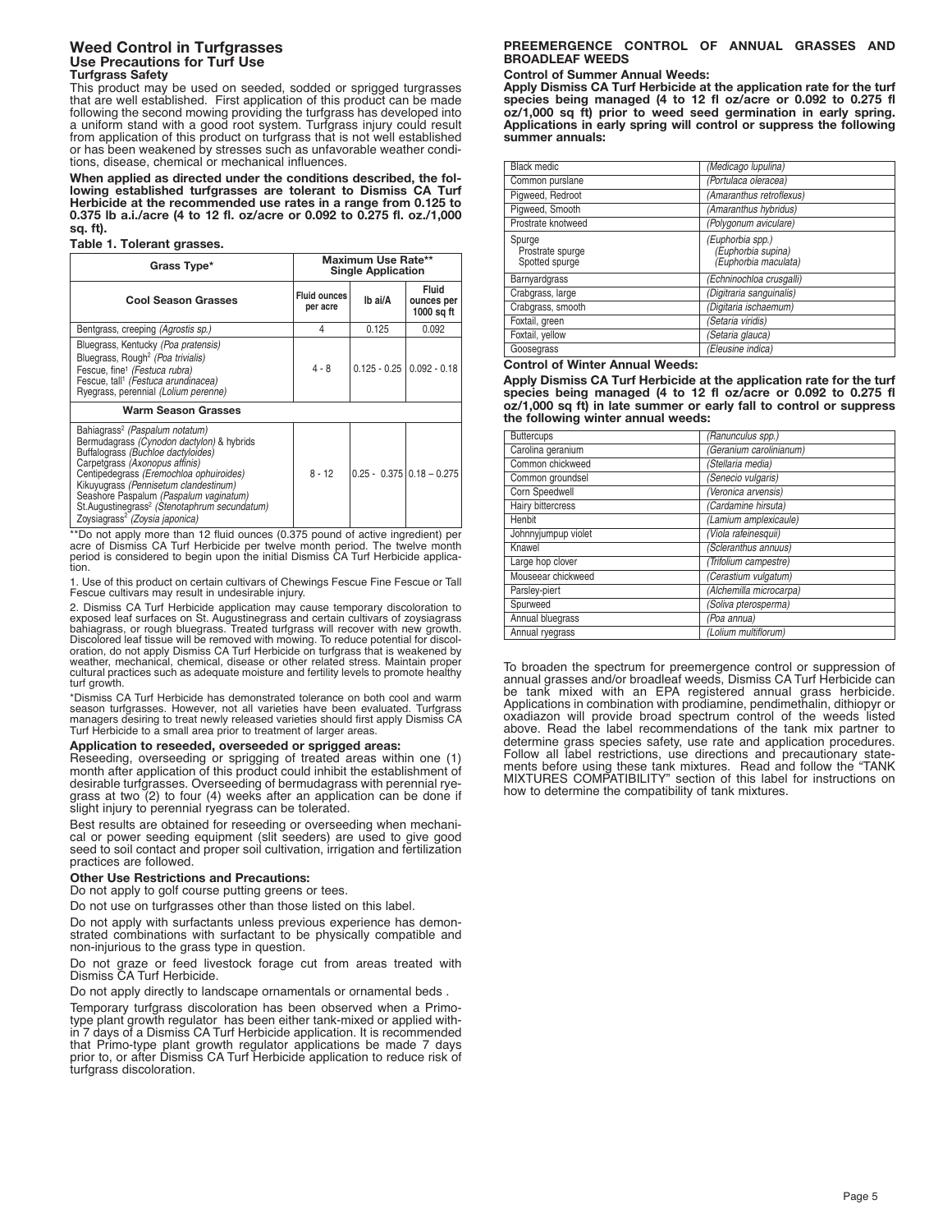## Weed Control in Turfgrasses

### Use Precautions for Turf Use

**Turfgrass Safety**

This product may be used on seeded, sodded or sprigged turgrasses that are well established. First application of this product can be made following the second mowing providing the turfgrass has developed into a uniform stand with a good root system. Turfgrass injury could result from application of this product on turfgrass that is not well established or has been weakened by stresses such as unfavorable weather conditions, disease, chemical or mechanical influences.

**When applied as directed under the conditions described, the following established turfgrasses are tolerant to Dismiss CA Turf Herbicide at the recommended use rates in a range from 0.125 to 0.375 lb a.i./acre (4 to 12 fl. oz/acre or 0.092 to 0.275 fl. oz./1,000 sq. ft).**

**Table 1. Tolerant grasses.**

| Grass Type* | Maximum Use Rate** Single Application | | |
|---|---|---|---|
| **Cool Season Grasses** | **Fluid ounces per acre** | **lb ai/A** | **Fluid ounces per 1000 sq ft** |
| Bentgrass, creeping *(Agrostis sp.)* | 4 | 0.125 | 0.092 |
| Bluegrass, Kentucky *(Poa pratensis)*<br>Bluegrass, Rough[2] *(Poa trivialis)*<br>Fescue, fine[1] *(Festuca rubra)*<br>Fescue, tall[1] *(Festuca arundinacea)*<br>Ryegrass, perennial *(Lolium perenne)* | 4 - 8 | 0.125 - 0.25 | 0.092 - 0.18 |
| **Warm Season Grasses** | | | |
| Bahiagrass[2] *(Paspalum notatum)*<br>Bermudagrass *(Cynodon dactylon)* & hybrids<br>Buffalograss *(Buchloe dactyloides)*<br>Carpetgrass *(Axonopus affinis)*<br>Centipedegrass *(Eremochloa ophuiroides)*<br>Kikuyugrass *(Pennisetum clandestinum)*<br>Seashore Paspalum *(Paspalum vaginatum)*<br>St.Augustinegrass[2] *(Stenotaphrum secundatum)*<br>Zoysiagrass[2] *(Zoysia japonica)* | 8 - 12 | 0.25 - 0.375 | 0.18 – 0.275 |

**Do not apply more than 12 fluid ounces (0.375 pound of active ingredient) per acre of Dismiss CA Turf Herbicide per twelve month period. The twelve month period is considered to begin upon the initial Dismiss CA Turf Herbicide application.

1. Use of this product on certain cultivars of Chewings Fescue Fine Fescue or Tall Fescue cultivars may result in undesirable injury.

2. Dismiss CA Turf Herbicide application may cause temporary discoloration to exposed leaf surfaces on St. Augustinegrass and certain cultivars of zoysiagrass bahiagrass, or rough bluegrass. Treated turfgrass will recover with new growth. Discolored leaf tissue will be removed with mowing. To reduce potential for discoloration, do not apply Dismiss CA Turf Herbicide on turfgrass that is weakened by weather, mechanical, chemical, disease or other related stress. Maintain proper cultural practices such as adequate moisture and fertility levels to promote healthy turf growth.

*Dismiss CA Turf Herbicide has demonstrated tolerance on both cool and warm season turfgrasses. However, not all varieties have been evaluated. Turfgrass managers desiring to treat newly released varieties should first apply Dismiss CA Turf Herbicide to a small area prior to treatment of larger areas.

**Application to reseeded, overseeded or sprigged areas:**

Reseeding, overseeding or sprigging of treated areas within one (1) month after application of this product could inhibit the establishment of desirable turfgrasses. Overseeding of bermudagrass with perennial ryegrass at two (2) to four (4) weeks after an application can be done if slight injury to perennial ryegrass can be tolerated.

Best results are obtained for reseeding or overseeding when mechanical or power seeding equipment (slit seeders) are used to give good seed to soil contact and proper soil cultivation, irrigation and fertilization practices are followed.

**Other Use Restrictions and Precautions:**

Do not apply to golf course putting greens or tees.

Do not use on turfgrasses other than those listed on this label.

Do not apply with surfactants unless previous experience has demonstrated combinations with surfactant to be physically compatible and non-injurious to the grass type in question.

Do not graze or feed livestock forage cut from areas treated with Dismiss CA Turf Herbicide.

Do not apply directly to landscape ornamentals or ornamental beds .

Temporary turfgrass discoloration has been observed when a Primo-type plant growth regulator has been either tank-mixed or applied within 7 days of a Dismiss CA Turf Herbicide application. It is recommended that Primo-type plant growth regulator applications be made 7 days prior to, or after Dismiss CA Turf Herbicide application to reduce risk of turfgrass discoloration.

### PREEMERGENCE CONTROL OF ANNUAL GRASSES AND BROADLEAF WEEDS

**Control of Summer Annual Weeds:**

**Apply Dismiss CA Turf Herbicide at the application rate for the turf species being managed (4 to 12 fl oz/acre or 0.092 to 0.275 fl oz/1,000 sq ft) prior to weed seed germination in early spring. Applications in early spring will control or suppress the following summer annuals:**

| | |
|---|---|
| Black medic | *(Medicago lupulina)* |
| Common purslane | *(Portulaca oleracea)* |
| Pigweed, Redroot | *(Amaranthus retroflexus)* |
| Pigweed, Smooth | *(Amaranthus hybridus)* |
| Prostrate knotweed | *(Polygonum aviculare)* |
| Spurge<br>Prostrate spurge<br>Spotted spurge | *(Euphorbia spp.)*<br>*(Euphorbia supina)*<br>*(Euphorbia maculata)* |
| Barnyardgrass | *(Echninochloa crusgalli)* |
| Crabgrass, large | *(Digitaria sanguinalis)* |
| Crabgrass, smooth | *(Digitaria ischaemum)* |
| Foxtail, green | *(Setaria viridis)* |
| Foxtail, yellow | *(Setaria glauca)* |
| Goosegrass | *(Eleusine indica)* |

**Control of Winter Annual Weeds:**

**Apply Dismiss CA Turf Herbicide at the application rate for the turf species being managed (4 to 12 fl oz/acre or 0.092 to 0.275 fl oz/1,000 sq ft) in late summer or early fall to control or suppress the following winter annual weeds:**

| | |
|---|---|
| Buttercups | *(Ranunculus spp.)* |
| Carolina geranium | *(Geranium carolinianum)* |
| Common chickweed | *(Stellaria media)* |
| Common groundsel | *(Senecio vulgaris)* |
| Corn Speedwell | *(Veronica arvensis)* |
| Hairy bittercress | *(Cardamine hirsuta)* |
| Henbit | *(Lamium amplexicaule)* |
| Johnnyjumpup violet | *(Viola rafeinesquii)* |
| Knawel | *(Scleranthus annuus)* |
| Large hop clover | *(Trifolium campestre)* |
| Mouseear chickweed | *(Cerastium vulgatum)* |
| Parsley-piert | *(Alchemilla microcarpa)* |
| Spurweed | *(Soliva pterosperma)* |
| Annual bluegrass | *(Poa annua)* |
| Annual ryegrass | *(Lolium multiflorum)* |

To broaden the spectrum for preemergence control or suppression of annual grasses and/or broadleaf weeds, Dismiss CA Turf Herbicide can be tank mixed with an EPA registered annual grass herbicide. Applications in combination with prodiamine, pendimethalin, dithiopyr or oxadiazon will provide broad spectrum control of the weeds listed above. Read the label recommendations of the tank mix partner to determine grass species safety, use rate and application procedures. Follow all label restrictions, use directions and precautionary statements before using these tank mixtures. Read and follow the "TANK MIXTURES COMPATIBILITY" section of this label for instructions on how to determine the compatibility of tank mixtures.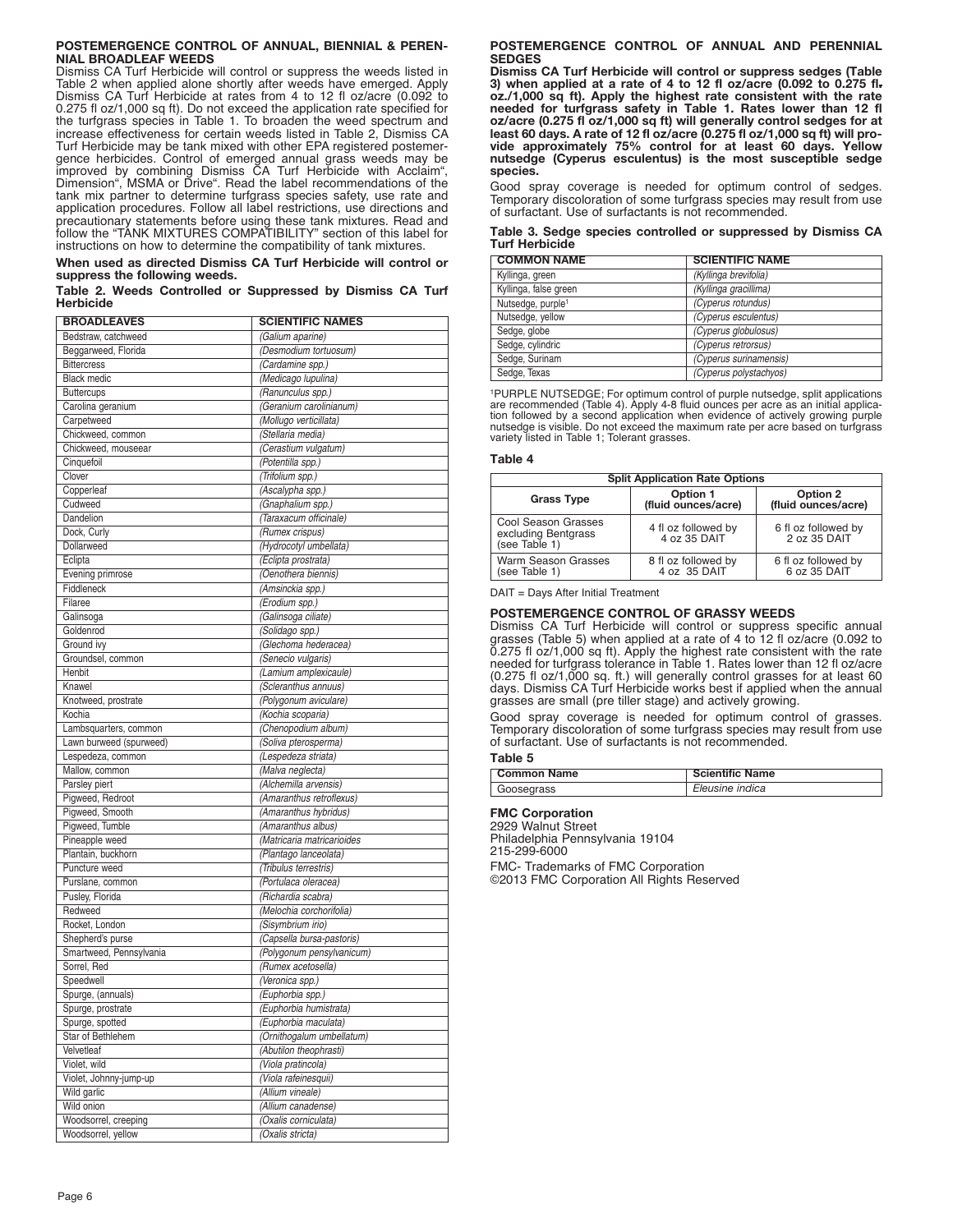## POSTEMERGENCE CONTROL OF ANNUAL, BIENNIAL & PERENNIAL BROADLEAF WEEDS

Dismiss CA Turf Herbicide will control or suppress the weeds listed in Table 2 when applied alone shortly after weeds have emerged. Apply Dismiss CA Turf Herbicide at rates from 4 to 12 fl oz/acre (0.092 to 0.275 fl oz/1,000 sq ft). Do not exceed the application rate specified for the turfgrass species in Table 1. To broaden the weed spectrum and increase effectiveness for certain weeds listed in Table 2, Dismiss CA Turf Herbicide may be tank mixed with other EPA registered postemergence herbicides. Control of emerged annual grass weeds may be improved by combining Dismiss CA Turf Herbicide with Acclaim", Dimension", MSMA or Drive". Read the label recommendations of the tank mix partner to determine turfgrass species safety, use rate and application procedures. Follow all label restrictions, use directions and precautionary statements before using these tank mixtures. Read and follow the "TANK MIXTURES COMPATIBILITY" section of this label for instructions on how to determine the compatibility of tank mixtures.

**When used as directed Dismiss CA Turf Herbicide will control or suppress the following weeds.**

**Table 2. Weeds Controlled or Suppressed by Dismiss CA Turf Herbicide**

| BROADLEAVES | SCIENTIFIC NAMES |
|---|---|
| Bedstraw, catchweed | *(Galium aparine)* |
| Beggarweed, Florida | *(Desmodium tortuosum)* |
| Bittercress | *(Cardamine spp.)* |
| Black medic | *(Medicago lupulina)* |
| Buttercups | *(Ranunculus spp.)* |
| Carolina geranium | *(Geranium carolinianum)* |
| Carpetweed | *(Mollugo verticillata)* |
| Chickweed, common | *(Stellaria media)* |
| Chickweed, mouseear | *(Cerastium vulgatum)* |
| Cinquefoil | *(Potentilla spp.)* |
| Clover | *(Trifolium spp.)* |
| Copperleaf | *(Ascalypha spp.)* |
| Cudweed | *(Gnaphalium spp.)* |
| Dandelion | *(Taraxacum officinale)* |
| Dock, Curly | *(Rumex crispus)* |
| Dollarweed | *(Hydrocotyl umbellata)* |
| Eclipta | *(Eclipta prostrata)* |
| Evening primrose | *(Oenothera biennis)* |
| Fiddleneck | *(Amsinckia spp.)* |
| Filaree | *(Erodium spp.)* |
| Galinsoga | *(Galinsoga ciliate)* |
| Goldenrod | *(Solidago spp.)* |
| Ground ivy | *(Glechoma hederacea)* |
| Groundsel, common | *(Senecio vulgaris)* |
| Henbit | *(Lamium amplexicaule)* |
| Knawel | *(Scleranthus annuus)* |
| Knotweed, prostrate | *(Polygonum aviculare)* |
| Kochia | *(Kochia scoparia)* |
| Lambsquarters, common | *(Chenopodium album)* |
| Lawn burweed (spurweed) | *(Soliva pterosperma)* |
| Lespedeza, common | *(Lespedeza striata)* |
| Mallow, common | *(Malva neglecta)* |
| Parsley piert | *(Alchemilla arvensis)* |
| Pigweed, Redroot | *(Amaranthus retroflexus)* |
| Pigweed, Smooth | *(Amaranthus hybridus)* |
| Pigweed, Tumble | *(Amaranthus albus)* |
| Pineapple weed | *(Matricaria matricarioides* |
| Plantain, buckhorn | *(Plantago lanceolata)* |
| Puncture weed | *(Tribulus terrestris)* |
| Purslane, common | *(Portulaca oleracea)* |
| Pusley, Florida | *(Richardia scabra)* |
| Redweed | *(Melochia corchorifolia)* |
| Rocket, London | *(Sisymbrium irio)* |
| Shepherd's purse | *(Capsella bursa-pastoris)* |
| Smartweed, Pennsylvania | *(Polygonum pensylvanicum)* |
| Sorrel, Red | *(Rumex acetosella)* |
| Speedwell | *(Veronica spp.)* |
| Spurge, (annuals) | *(Euphorbia spp.)* |
| Spurge, prostrate | *(Euphorbia humistrata)* |
| Spurge, spotted | *(Euphorbia maculata)* |
| Star of Bethlehem | *(Ornithogalum umbellatum)* |
| Velvetleaf | *(Abutilon theophrasti)* |
| Violet, wild | *(Viola pratincola)* |
| Violet, Johnny-jump-up | *(Viola rafeinesquii)* |
| Wild garlic | *(Allium vineale)* |
| Wild onion | *(Allium canadense)* |
| Woodsorrel, creeping | *(Oxalis corniculata)* |
| Woodsorrel, yellow | *(Oxalis stricta)* |

## POSTEMERGENCE CONTROL OF ANNUAL AND PERENNIAL SEDGES

**Dismiss CA Turf Herbicide will control or suppress sedges (Table 3) when applied at a rate of 4 to 12 fl oz/acre (0.092 to 0.275 fl. oz./1,000 sq ft). Apply the highest rate consistent with the rate needed for turfgrass safety in Table 1. Rates lower than 12 fl oz/acre (0.275 fl oz/1,000 sq ft) will generally control sedges for at least 60 days. A rate of 12 fl oz/acre (0.275 fl oz/1,000 sq ft) will provide approximately 75% control for at least 60 days. Yellow nutsedge (Cyperus esculentus) is the most susceptible sedge species.**

Good spray coverage is needed for optimum control of sedges. Temporary discoloration of some turfgrass species may result from use of surfactant. Use of surfactants is not recommended.

**Table 3. Sedge species controlled or suppressed by Dismiss CA Turf Herbicide**

| COMMON NAME | SCIENTIFIC NAME |
|---|---|
| Kyllinga, green | *(Kyllinga brevifolia)* |
| Kyllinga, false green | *(Kyllinga gracillima)* |
| Nutsedge, purple[1] | *(Cyperus rotundus)* |
| Nutsedge, yellow | *(Cyperus esculentus)* |
| Sedge, globe | *(Cyperus globulosus)* |
| Sedge, cylindric | *(Cyperus retrorsus)* |
| Sedge, Surinam | *(Cyperus surinamensis)* |
| Sedge, Texas | *(Cyperus polystachyos)* |

[1]PURPLE NUTSEDGE; For optimum control of purple nutsedge, split applications are recommended (Table 4). Apply 4-8 fluid ounces per acre as an initial application followed by a second application when evidence of actively growing purple nutsedge is visible. Do not exceed the maximum rate per acre based on turfgrass variety listed in Table 1; Tolerant grasses.

**Table 4**

| Split Application Rate Options | | |
|---|---|---|
| **Grass Type** | **Option 1 (fluid ounces/acre)** | **Option 2 (fluid ounces/acre)** |
| Cool Season Grasses excluding Bentgrass (see Table 1) | 4 fl oz followed by 4 oz 35 DAIT | 6 fl oz followed by 2 oz 35 DAIT |
| Warm Season Grasses (see Table 1) | 8 fl oz followed by 4 oz 35 DAIT | 6 fl oz followed by 6 oz 35 DAIT |

DAIT = Days After Initial Treatment

## POSTEMERGENCE CONTROL OF GRASSY WEEDS

Dismiss CA Turf Herbicide will control or suppress specific annual grasses (Table 5) when applied at a rate of 4 to 12 fl oz/acre (0.092 to 0.275 fl oz/1,000 sq ft). Apply the highest rate consistent with the rate needed for turfgrass tolerance in Table 1. Rates lower than 12 fl oz/acre (0.275 fl oz/1,000 sq. ft.) will generally control grasses for at least 60 days. Dismiss CA Turf Herbicide works best if applied when the annual grasses are small (pre tiller stage) and actively growing.

Good spray coverage is needed for optimum control of grasses. Temporary discoloration of some turfgrass species may result from use of surfactant. Use of surfactants is not recommended.

**Table 5**

| Common Name | Scientific Name |
|---|---|
| Goosegrass | *Eleusine indica* |

**FMC Corporation**
2929 Walnut Street
Philadelphia Pennsylvania 19104
215-299-6000

FMC- Trademarks of FMC Corporation
©2013 FMC Corporation All Rights Reserved